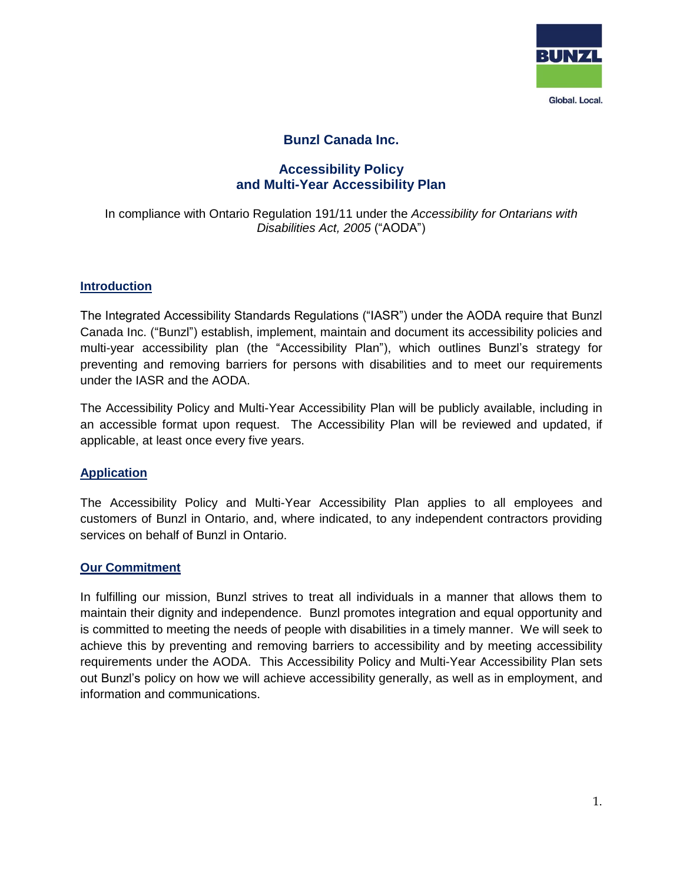# Bunzl Canada Inc.

## Accessibility Policy and Multi-Year Accessibility Plan

In compliance with Ontario Regulation 191/11 under the *Accessibility for Ontarians with Disabilities Act, 2005* ("AODA")

### Introduction

The Integrated Accessibility Standards Regulations ("IASR") under the AODA require that Bunzl Canada Inc. ("Bunzl") establish, implement, maintain and document its accessibility policies and multi-year accessibility plan (the "Accessibility Plan"), which outlines Bunzl's strategy for preventing and removing barriers for persons with disabilities and to meet our requirements under the IASR and the AODA.

The Accessibility Policy and Multi-Year Accessibility Plan will be publicly available, including in an accessible format upon request. The Accessibility Plan will be reviewed and updated, if applicable, at least once every five years.

### Application

The Accessibility Policy and Multi-Year Accessibility Plan applies to all employees and customers of Bunzl in Ontario, and, where indicated, to any independent contractors providing services on behalf of Bunzl in Ontario.

### Our Commitment

In fulfilling our mission, Bunzl strives to treat all individuals in a manner that allows them to maintain their dignity and independence. Bunzl promotes integration and equal opportunity and is committed to meeting the needs of people with disabilities in a timely manner. We will seek to achieve this by preventing and removing barriers to accessibility and by meeting accessibility requirements under the AODA. This Accessibility Policy and Multi-Year Accessibility Plan sets out Bunzl's policy on how we will achieve accessibility generally, as well as in employment, and information and communications.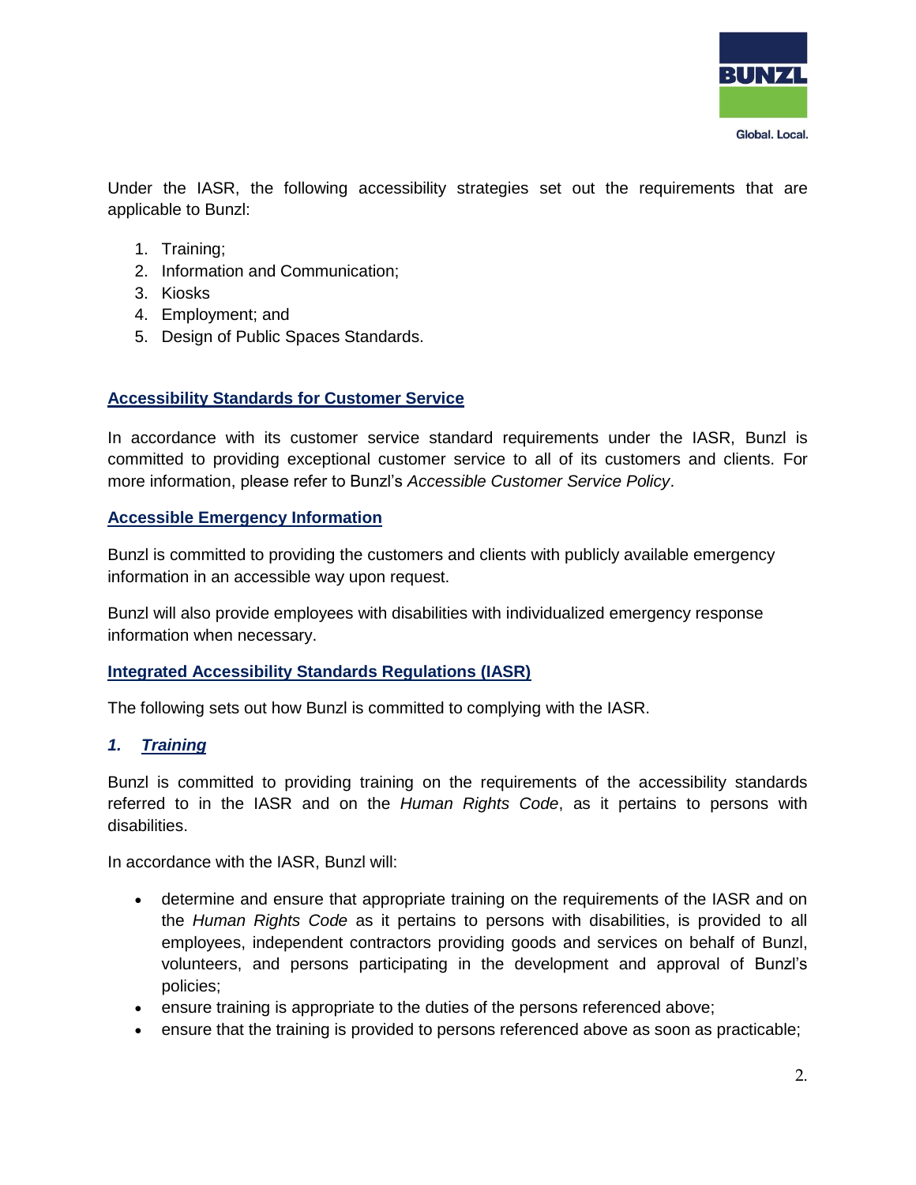Under the IASR, the following accessibility strategies set out the requirements that are applicable to Bunzl:

1. Training;
2. Information and Communication;
3. Kiosks
4. Employment; and
5. Design of Public Spaces Standards.

## Accessibility Standards for Customer Service

In accordance with its customer service standard requirements under the IASR, Bunzl is committed to providing exceptional customer service to all of its customers and clients. For more information, please refer to Bunzl's *Accessible Customer Service Policy*.

## Accessible Emergency Information

Bunzl is committed to providing the customers and clients with publicly available emergency information in an accessible way upon request.

Bunzl will also provide employees with disabilities with individualized emergency response information when necessary.

## Integrated Accessibility Standards Regulations (IASR)

The following sets out how Bunzl is committed to complying with the IASR.

### *1. Training*

Bunzl is committed to providing training on the requirements of the accessibility standards referred to in the IASR and on the *Human Rights Code*, as it pertains to persons with disabilities.

In accordance with the IASR, Bunzl will:

- determine and ensure that appropriate training on the requirements of the IASR and on the *Human Rights Code* as it pertains to persons with disabilities, is provided to all employees, independent contractors providing goods and services on behalf of Bunzl, volunteers, and persons participating in the development and approval of Bunzl's policies;
- ensure training is appropriate to the duties of the persons referenced above;
- ensure that the training is provided to persons referenced above as soon as practicable;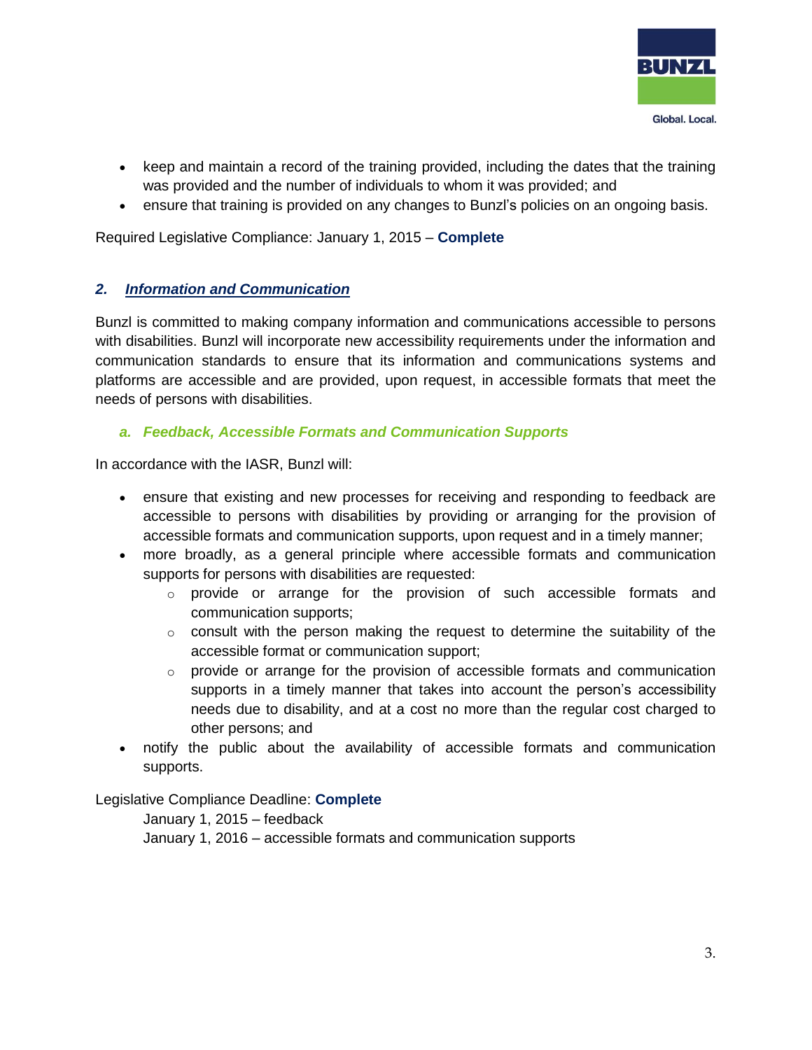- keep and maintain a record of the training provided, including the dates that the training was provided and the number of individuals to whom it was provided; and
- ensure that training is provided on any changes to Bunzl's policies on an ongoing basis.

Required Legislative Compliance: January 1, 2015 – **Complete**

## *2. Information and Communication*

Bunzl is committed to making company information and communications accessible to persons with disabilities. Bunzl will incorporate new accessibility requirements under the information and communication standards to ensure that its information and communications systems and platforms are accessible and are provided, upon request, in accessible formats that meet the needs of persons with disabilities.

### *a. Feedback, Accessible Formats and Communication Supports*

In accordance with the IASR, Bunzl will:

- ensure that existing and new processes for receiving and responding to feedback are accessible to persons with disabilities by providing or arranging for the provision of accessible formats and communication supports, upon request and in a timely manner;
- more broadly, as a general principle where accessible formats and communication supports for persons with disabilities are requested:
    - provide or arrange for the provision of such accessible formats and communication supports;
    - consult with the person making the request to determine the suitability of the accessible format or communication support;
    - provide or arrange for the provision of accessible formats and communication supports in a timely manner that takes into account the person's accessibility needs due to disability, and at a cost no more than the regular cost charged to other persons; and
- notify the public about the availability of accessible formats and communication supports.

Legislative Compliance Deadline: **Complete**

January 1, 2015 – feedback
January 1, 2016 – accessible formats and communication supports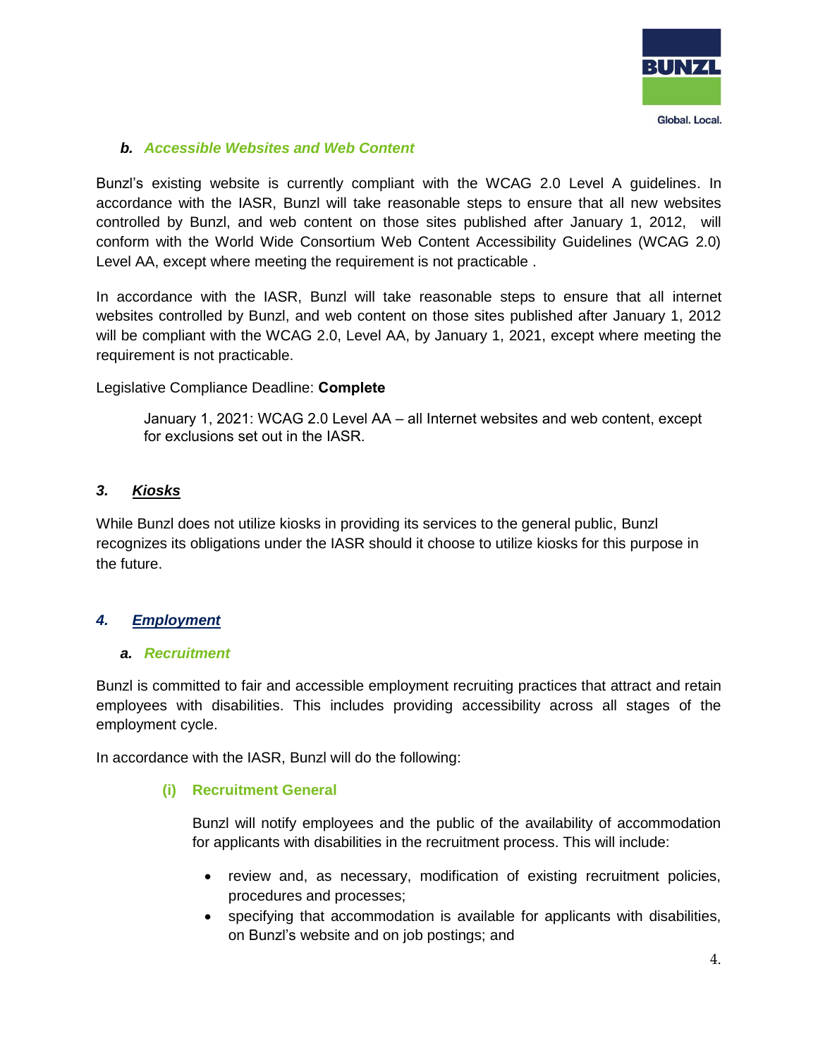### *b. Accessible Websites and Web Content*

Bunzl's existing website is currently compliant with the WCAG 2.0 Level A guidelines. In accordance with the IASR, Bunzl will take reasonable steps to ensure that all new websites controlled by Bunzl, and web content on those sites published after January 1, 2012, will conform with the World Wide Consortium Web Content Accessibility Guidelines (WCAG 2.0) Level AA, except where meeting the requirement is not practicable .

In accordance with the IASR, Bunzl will take reasonable steps to ensure that all internet websites controlled by Bunzl, and web content on those sites published after January 1, 2012 will be compliant with the WCAG 2.0, Level AA, by January 1, 2021, except where meeting the requirement is not practicable.

Legislative Compliance Deadline: **Complete**

> January 1, 2021: WCAG 2.0 Level AA – all Internet websites and web content, except for exclusions set out in the IASR.

## *3. Kiosks*

While Bunzl does not utilize kiosks in providing its services to the general public, Bunzl recognizes its obligations under the IASR should it choose to utilize kiosks for this purpose in the future.

## *4. Employment*

### *a. Recruitment*

Bunzl is committed to fair and accessible employment recruiting practices that attract and retain employees with disabilities. This includes providing accessibility across all stages of the employment cycle.

In accordance with the IASR, Bunzl will do the following:

#### (i) Recruitment General

Bunzl will notify employees and the public of the availability of accommodation for applicants with disabilities in the recruitment process. This will include:

- review and, as necessary, modification of existing recruitment policies, procedures and processes;
- specifying that accommodation is available for applicants with disabilities, on Bunzl's website and on job postings; and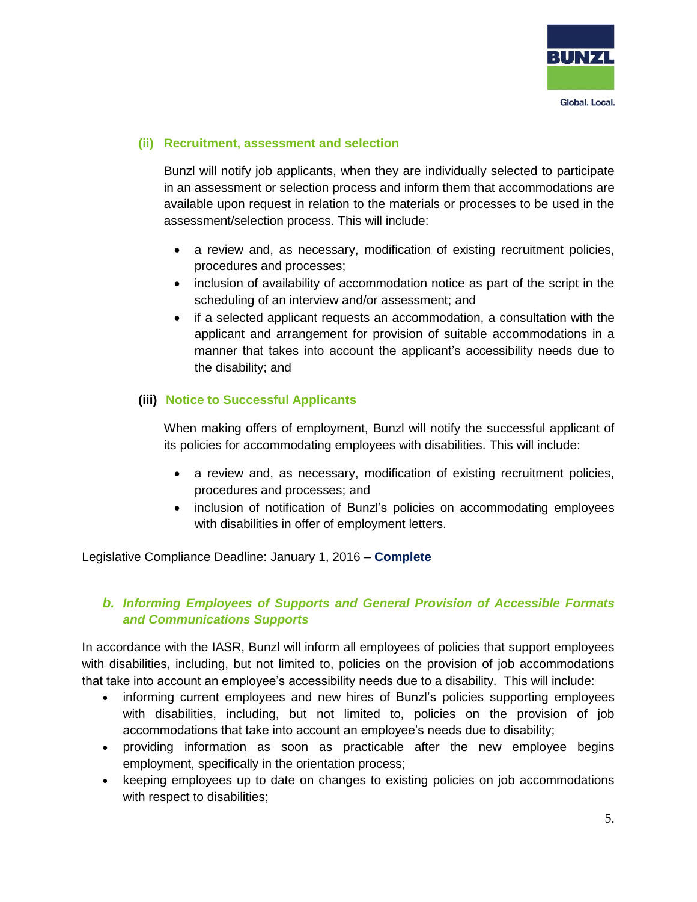### (ii) Recruitment, assessment and selection

Bunzl will notify job applicants, when they are individually selected to participate in an assessment or selection process and inform them that accommodations are available upon request in relation to the materials or processes to be used in the assessment/selection process. This will include:

- a review and, as necessary, modification of existing recruitment policies, procedures and processes;
- inclusion of availability of accommodation notice as part of the script in the scheduling of an interview and/or assessment; and
- if a selected applicant requests an accommodation, a consultation with the applicant and arrangement for provision of suitable accommodations in a manner that takes into account the applicant's accessibility needs due to the disability; and

### (iii) Notice to Successful Applicants

When making offers of employment, Bunzl will notify the successful applicant of its policies for accommodating employees with disabilities. This will include:

- a review and, as necessary, modification of existing recruitment policies, procedures and processes; and
- inclusion of notification of Bunzl's policies on accommodating employees with disabilities in offer of employment letters.

Legislative Compliance Deadline: January 1, 2016 – **Complete**

## *b. Informing Employees of Supports and General Provision of Accessible Formats and Communications Supports*

In accordance with the IASR, Bunzl will inform all employees of policies that support employees with disabilities, including, but not limited to, policies on the provision of job accommodations that take into account an employee's accessibility needs due to a disability. This will include:

- informing current employees and new hires of Bunzl's policies supporting employees with disabilities, including, but not limited to, policies on the provision of job accommodations that take into account an employee's needs due to disability;
- providing information as soon as practicable after the new employee begins employment, specifically in the orientation process;
- keeping employees up to date on changes to existing policies on job accommodations with respect to disabilities;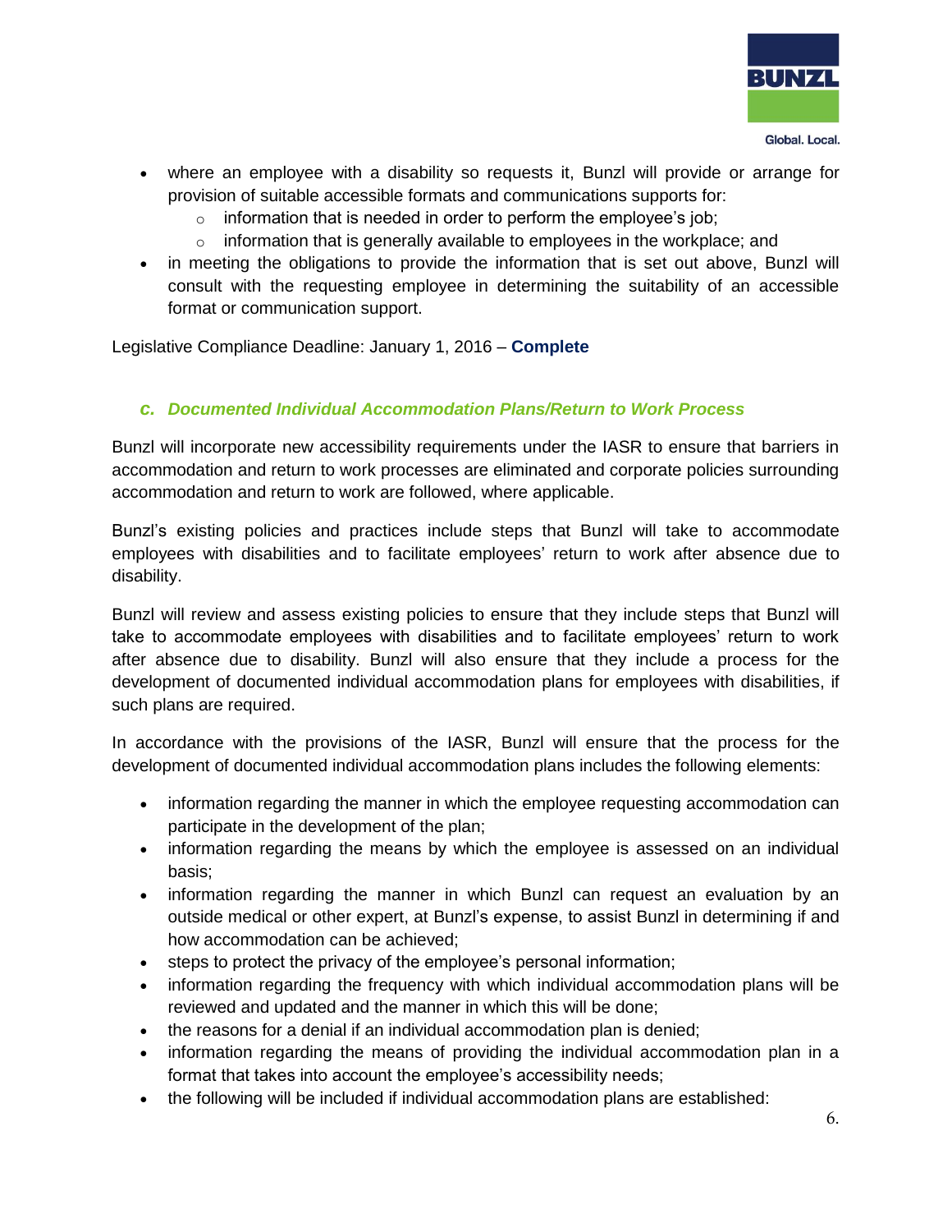- where an employee with a disability so requests it, Bunzl will provide or arrange for provision of suitable accessible formats and communications supports for:
    - information that is needed in order to perform the employee's job;
    - information that is generally available to employees in the workplace; and
- in meeting the obligations to provide the information that is set out above, Bunzl will consult with the requesting employee in determining the suitability of an accessible format or communication support.

Legislative Compliance Deadline: January 1, 2016 – **Complete**

### *c. Documented Individual Accommodation Plans/Return to Work Process*

Bunzl will incorporate new accessibility requirements under the IASR to ensure that barriers in accommodation and return to work processes are eliminated and corporate policies surrounding accommodation and return to work are followed, where applicable.

Bunzl's existing policies and practices include steps that Bunzl will take to accommodate employees with disabilities and to facilitate employees' return to work after absence due to disability.

Bunzl will review and assess existing policies to ensure that they include steps that Bunzl will take to accommodate employees with disabilities and to facilitate employees' return to work after absence due to disability. Bunzl will also ensure that they include a process for the development of documented individual accommodation plans for employees with disabilities, if such plans are required.

In accordance with the provisions of the IASR, Bunzl will ensure that the process for the development of documented individual accommodation plans includes the following elements:

- information regarding the manner in which the employee requesting accommodation can participate in the development of the plan;
- information regarding the means by which the employee is assessed on an individual basis;
- information regarding the manner in which Bunzl can request an evaluation by an outside medical or other expert, at Bunzl's expense, to assist Bunzl in determining if and how accommodation can be achieved;
- steps to protect the privacy of the employee's personal information;
- information regarding the frequency with which individual accommodation plans will be reviewed and updated and the manner in which this will be done;
- the reasons for a denial if an individual accommodation plan is denied;
- information regarding the means of providing the individual accommodation plan in a format that takes into account the employee's accessibility needs;
- the following will be included if individual accommodation plans are established: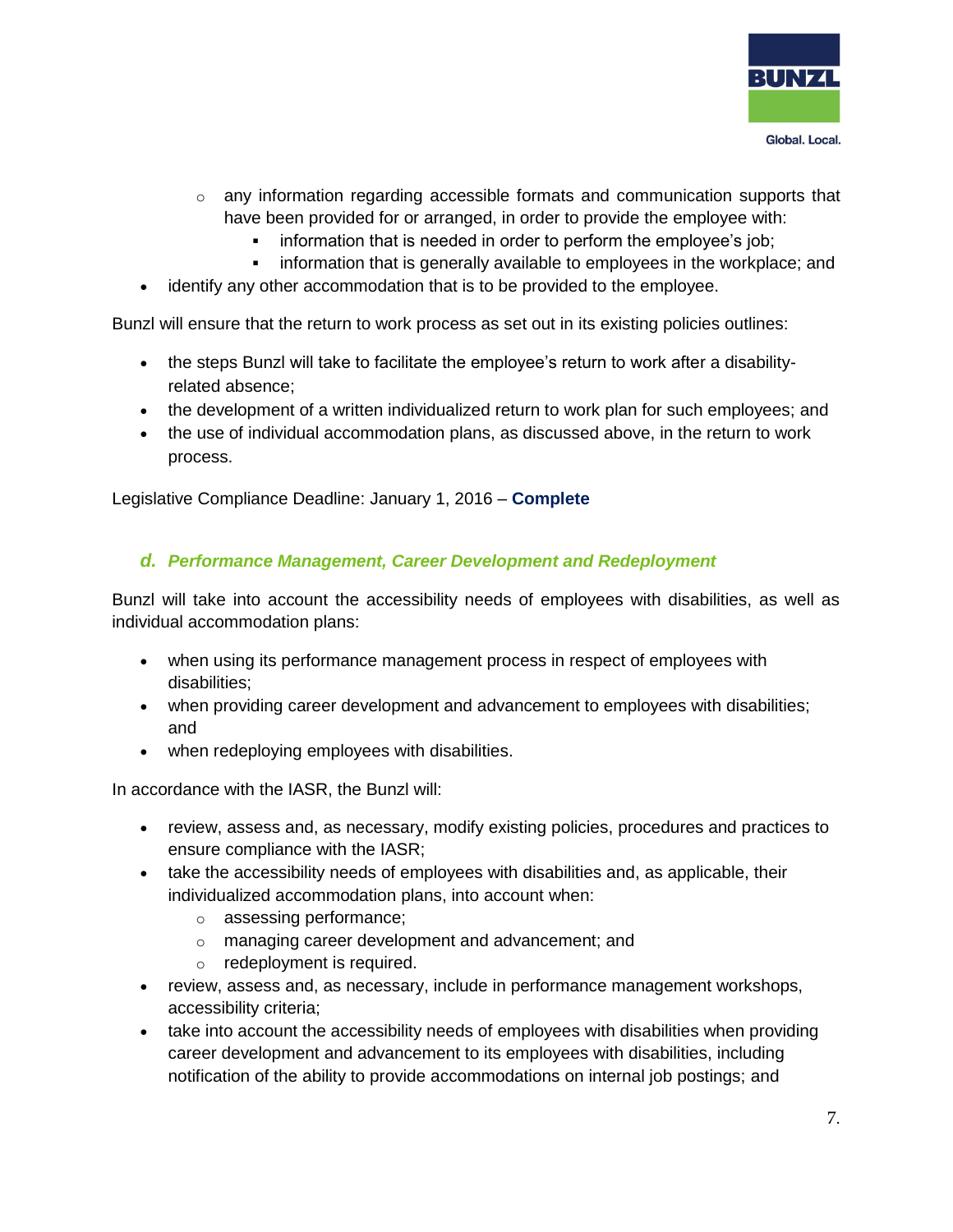- any information regarding accessible formats and communication supports that have been provided for or arranged, in order to provide the employee with:
        - information that is needed in order to perform the employee's job;
        - information that is generally available to employees in the workplace; and
- identify any other accommodation that is to be provided to the employee.

Bunzl will ensure that the return to work process as set out in its existing policies outlines:

- the steps Bunzl will take to facilitate the employee's return to work after a disability-related absence;
- the development of a written individualized return to work plan for such employees; and
- the use of individual accommodation plans, as discussed above, in the return to work process.

Legislative Compliance Deadline: January 1, 2016 – **Complete**

### *d. Performance Management, Career Development and Redeployment*

Bunzl will take into account the accessibility needs of employees with disabilities, as well as individual accommodation plans:

- when using its performance management process in respect of employees with disabilities;
- when providing career development and advancement to employees with disabilities; and
- when redeploying employees with disabilities.

In accordance with the IASR, the Bunzl will:

- review, assess and, as necessary, modify existing policies, procedures and practices to ensure compliance with the IASR;
- take the accessibility needs of employees with disabilities and, as applicable, their individualized accommodation plans, into account when:
    - assessing performance;
    - managing career development and advancement; and
    - redeployment is required.
- review, assess and, as necessary, include in performance management workshops, accessibility criteria;
- take into account the accessibility needs of employees with disabilities when providing career development and advancement to its employees with disabilities, including notification of the ability to provide accommodations on internal job postings; and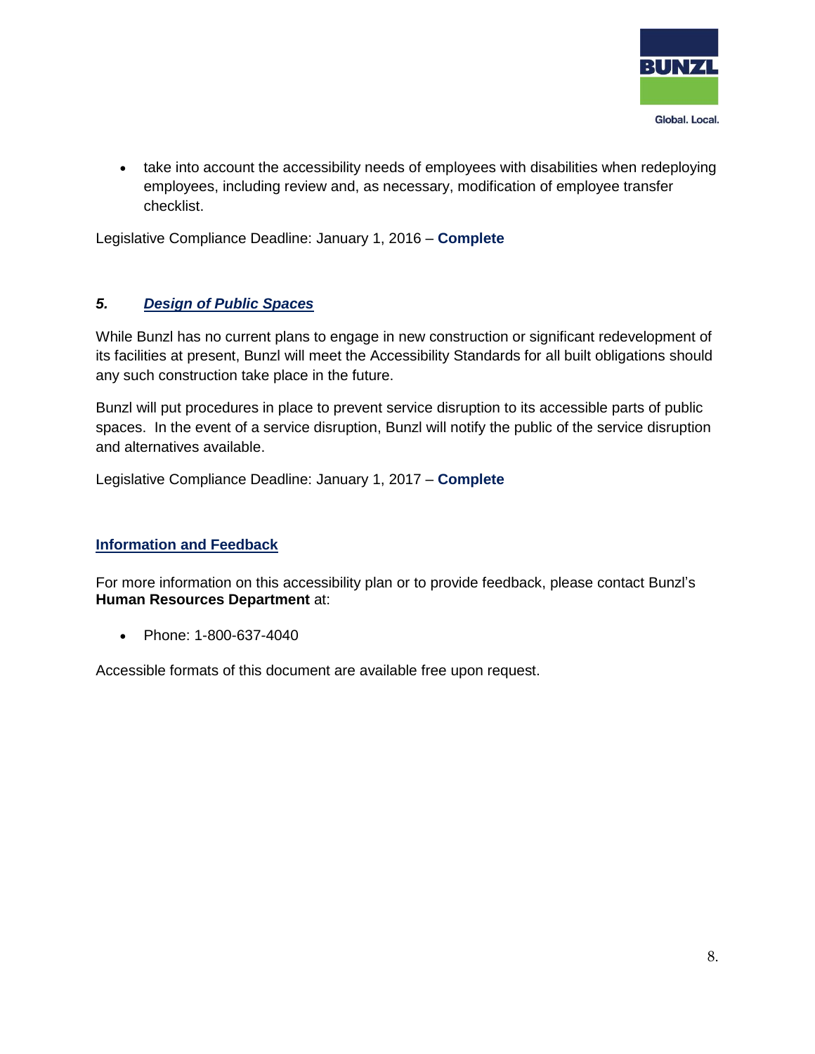- take into account the accessibility needs of employees with disabilities when redeploying employees, including review and, as necessary, modification of employee transfer checklist.

Legislative Compliance Deadline: January 1, 2016 – **Complete**

### *5. Design of Public Spaces*

While Bunzl has no current plans to engage in new construction or significant redevelopment of its facilities at present, Bunzl will meet the Accessibility Standards for all built obligations should any such construction take place in the future.

Bunzl will put procedures in place to prevent service disruption to its accessible parts of public spaces. In the event of a service disruption, Bunzl will notify the public of the service disruption and alternatives available.

Legislative Compliance Deadline: January 1, 2017 – **Complete**

## Information and Feedback

For more information on this accessibility plan or to provide feedback, please contact Bunzl's **Human Resources Department** at:

- Phone: 1-800-637-4040

Accessible formats of this document are available free upon request.